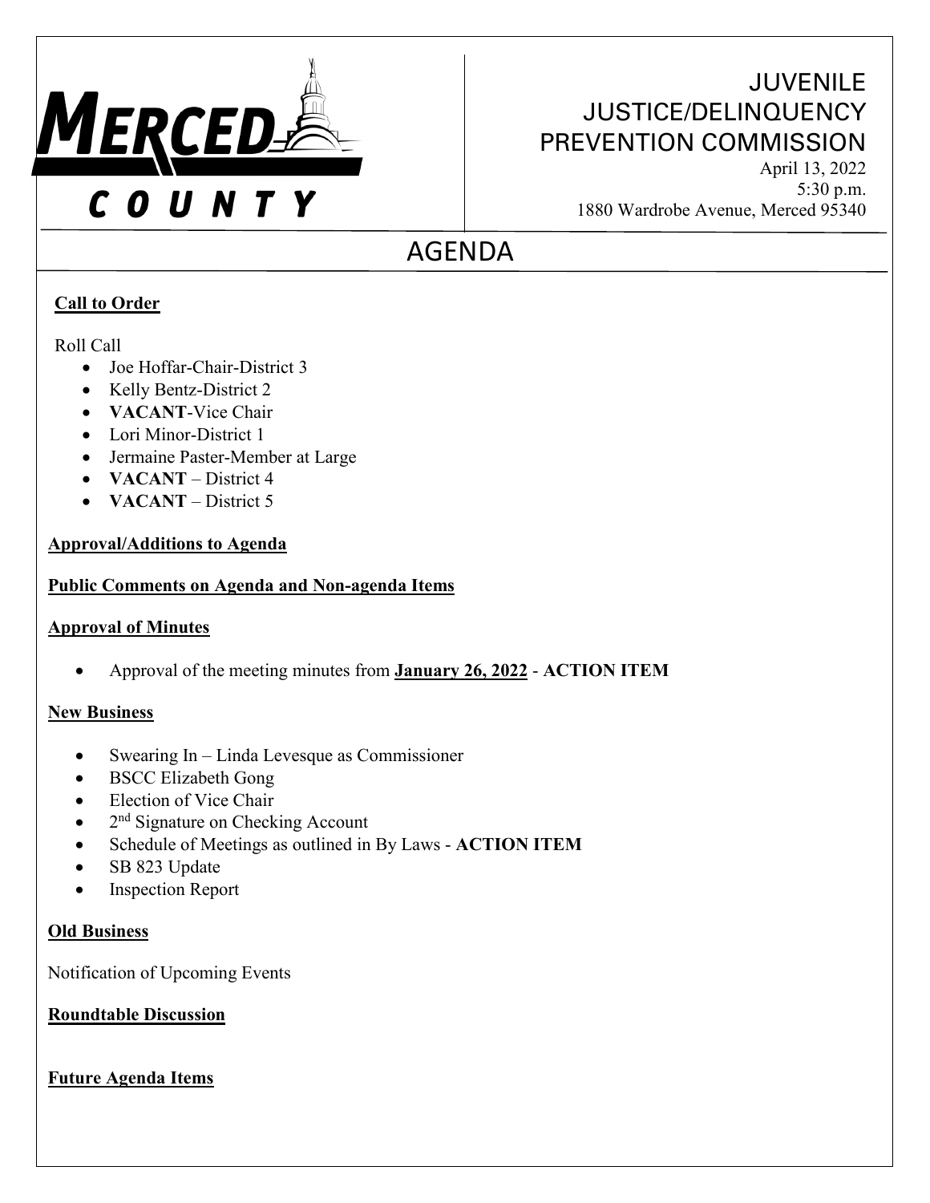MERCED COUNTY

# JUVENILE JUSTICE/DELINQUENCY PREVENTION COMMISSION

April 13, 2022
5:30 p.m.
1880 Wardrobe Avenue, Merced 95340

# AGENDA

**Call to Order**

Roll Call

- Joe Hoffar-Chair-District 3
- Kelly Bentz-District 2
- **VACANT**-Vice Chair
- Lori Minor-District 1
- Jermaine Paster-Member at Large
- **VACANT** – District 4
- **VACANT** – District 5

**Approval/Additions to Agenda**

**Public Comments on Agenda and Non-agenda Items**

**Approval of Minutes**

- Approval of the meeting minutes from **January 26, 2022** - **ACTION ITEM**

**New Business**

- Swearing In – Linda Levesque as Commissioner
- BSCC Elizabeth Gong
- Election of Vice Chair
- 2nd Signature on Checking Account
- Schedule of Meetings as outlined in By Laws - **ACTION ITEM**
- SB 823 Update
- Inspection Report

**Old Business**

Notification of Upcoming Events

**Roundtable Discussion**

**Future Agenda Items**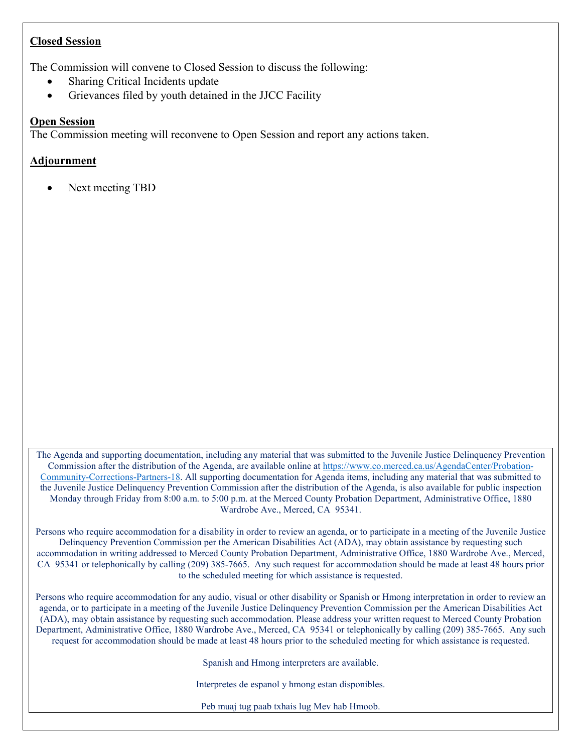**Closed Session**

The Commission will convene to Closed Session to discuss the following:

- Sharing Critical Incidents update
- Grievances filed by youth detained in the JJCC Facility

**Open Session**

The Commission meeting will reconvene to Open Session and report any actions taken.

**Adjournment**

- Next meeting TBD

The Agenda and supporting documentation, including any material that was submitted to the Juvenile Justice Delinquency Prevention Commission after the distribution of the Agenda, are available online at https://www.co.merced.ca.us/AgendaCenter/Probation-Community-Corrections-Partners-18. All supporting documentation for Agenda items, including any material that was submitted to the Juvenile Justice Delinquency Prevention Commission after the distribution of the Agenda, is also available for public inspection Monday through Friday from 8:00 a.m. to 5:00 p.m. at the Merced County Probation Department, Administrative Office, 1880 Wardrobe Ave., Merced, CA 95341.

Persons who require accommodation for a disability in order to review an agenda, or to participate in a meeting of the Juvenile Justice Delinquency Prevention Commission per the American Disabilities Act (ADA), may obtain assistance by requesting such accommodation in writing addressed to Merced County Probation Department, Administrative Office, 1880 Wardrobe Ave., Merced, CA 95341 or telephonically by calling (209) 385-7665. Any such request for accommodation should be made at least 48 hours prior to the scheduled meeting for which assistance is requested.

Persons who require accommodation for any audio, visual or other disability or Spanish or Hmong interpretation in order to review an agenda, or to participate in a meeting of the Juvenile Justice Delinquency Prevention Commission per the American Disabilities Act (ADA), may obtain assistance by requesting such accommodation. Please address your written request to Merced County Probation Department, Administrative Office, 1880 Wardrobe Ave., Merced, CA 95341 or telephonically by calling (209) 385-7665. Any such request for accommodation should be made at least 48 hours prior to the scheduled meeting for which assistance is requested.

Spanish and Hmong interpreters are available.

Interpretes de espanol y hmong estan disponibles.

Peb muaj tug paab txhais lug Mev hab Hmoob.